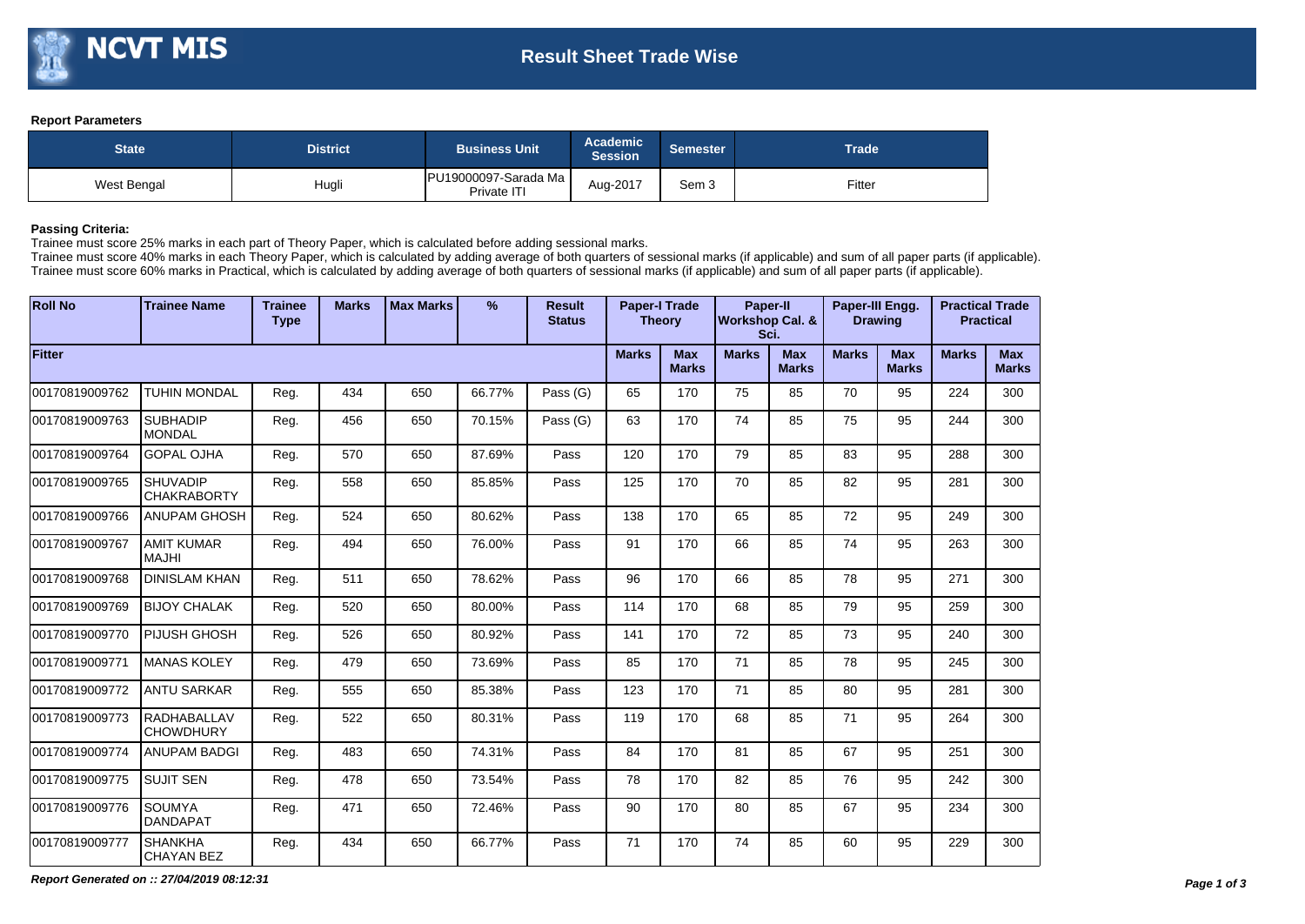# NCVT MIS

## Result Sheet Trade Wise

**Report Parameters**

| State | District | Business Unit | Academic Session | Semester | Trade |
|---|---|---|---|---|---|
| West Bengal | Hugli | PU19000097-Sarada Ma Private ITI | Aug-2017 | Sem 3 | Fitter |

**Passing Criteria:**

Trainee must score 25% marks in each part of Theory Paper, which is calculated before adding sessional marks.

Trainee must score 40% marks in each Theory Paper, which is calculated by adding average of both quarters of sessional marks (if applicable) and sum of all paper parts (if applicable).

Trainee must score 60% marks in Practical, which is calculated by adding average of both quarters of sessional marks (if applicable) and sum of all paper parts (if applicable).

| Roll No | Trainee Name | Trainee Type | Marks | Max Marks | % | Result Status | Paper-I Trade Theory | | Paper-II Workshop Cal. & Sci. | | Paper-III Engg. Drawing | | Practical Trade Practical | |
|---|---|---|---|---|---|---|---|---|---|---|---|---|---|---|
| Fitter | | | | | | | Marks | Max Marks | Marks | Max Marks | Marks | Max Marks | Marks | Max Marks |
| 00170819009762 | TUHIN MONDAL | Reg. | 434 | 650 | 66.77% | Pass (G) | 65 | 170 | 75 | 85 | 70 | 95 | 224 | 300 |
| 00170819009763 | SUBHADIP MONDAL | Reg. | 456 | 650 | 70.15% | Pass (G) | 63 | 170 | 74 | 85 | 75 | 95 | 244 | 300 |
| 00170819009764 | GOPAL OJHA | Reg. | 570 | 650 | 87.69% | Pass | 120 | 170 | 79 | 85 | 83 | 95 | 288 | 300 |
| 00170819009765 | SHUVADIP CHAKRABORTY | Reg. | 558 | 650 | 85.85% | Pass | 125 | 170 | 70 | 85 | 82 | 95 | 281 | 300 |
| 00170819009766 | ANUPAM GHOSH | Reg. | 524 | 650 | 80.62% | Pass | 138 | 170 | 65 | 85 | 72 | 95 | 249 | 300 |
| 00170819009767 | AMIT KUMAR MAJHI | Reg. | 494 | 650 | 76.00% | Pass | 91 | 170 | 66 | 85 | 74 | 95 | 263 | 300 |
| 00170819009768 | DINISLAM KHAN | Reg. | 511 | 650 | 78.62% | Pass | 96 | 170 | 66 | 85 | 78 | 95 | 271 | 300 |
| 00170819009769 | BIJOY CHALAK | Reg. | 520 | 650 | 80.00% | Pass | 114 | 170 | 68 | 85 | 79 | 95 | 259 | 300 |
| 00170819009770 | PIJUSH GHOSH | Reg. | 526 | 650 | 80.92% | Pass | 141 | 170 | 72 | 85 | 73 | 95 | 240 | 300 |
| 00170819009771 | MANAS KOLEY | Reg. | 479 | 650 | 73.69% | Pass | 85 | 170 | 71 | 85 | 78 | 95 | 245 | 300 |
| 00170819009772 | ANTU SARKAR | Reg. | 555 | 650 | 85.38% | Pass | 123 | 170 | 71 | 85 | 80 | 95 | 281 | 300 |
| 00170819009773 | RADHABALLAV CHOWDHURY | Reg. | 522 | 650 | 80.31% | Pass | 119 | 170 | 68 | 85 | 71 | 95 | 264 | 300 |
| 00170819009774 | ANUPAM BADGI | Reg. | 483 | 650 | 74.31% | Pass | 84 | 170 | 81 | 85 | 67 | 95 | 251 | 300 |
| 00170819009775 | SUJIT SEN | Reg. | 478 | 650 | 73.54% | Pass | 78 | 170 | 82 | 85 | 76 | 95 | 242 | 300 |
| 00170819009776 | SOUMYA DANDAPAT | Reg. | 471 | 650 | 72.46% | Pass | 90 | 170 | 80 | 85 | 67 | 95 | 234 | 300 |
| 00170819009777 | SHANKHA CHAYAN BEZ | Reg. | 434 | 650 | 66.77% | Pass | 71 | 170 | 74 | 85 | 60 | 95 | 229 | 300 |

*Report Generated on :: 27/04/2019 08:12:31*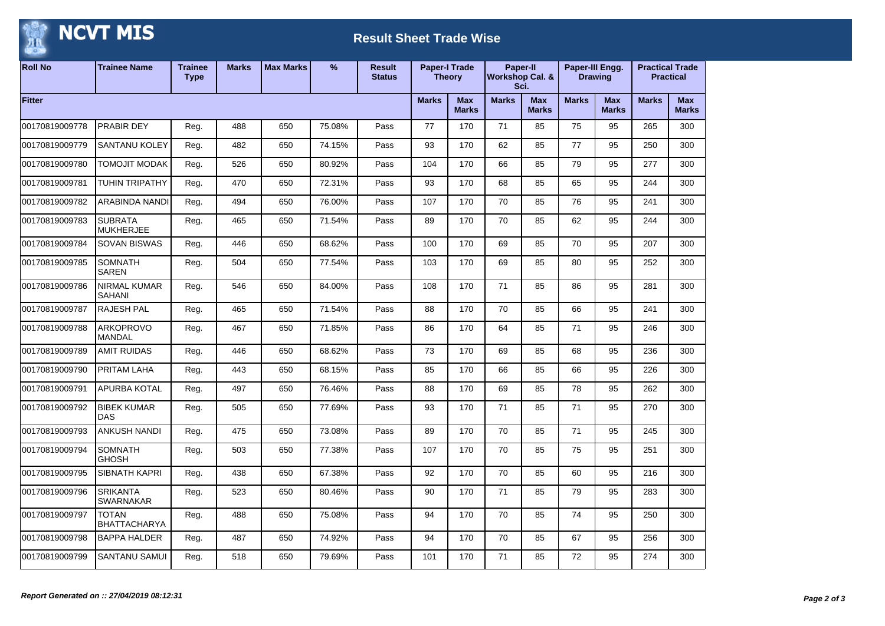# NCVT MIS

## Result Sheet Trade Wise

| Roll No | Trainee Name | Trainee Type | Marks | Max Marks | % | Result Status | Paper-I Trade Theory | | Paper-II Workshop Cal. & Sci. | | Paper-III Engg. Drawing | | Practical Trade Practical | |
|---|---|---|---|---|---|---|---|---|---|---|---|---|---|---|
| Fitter | | | | | | | Marks | Max Marks | Marks | Max Marks | Marks | Max Marks | Marks | Max Marks |
| 00170819009778 | PRABIR DEY | Reg. | 488 | 650 | 75.08% | Pass | 77 | 170 | 71 | 85 | 75 | 95 | 265 | 300 |
| 00170819009779 | SANTANU KOLEY | Reg. | 482 | 650 | 74.15% | Pass | 93 | 170 | 62 | 85 | 77 | 95 | 250 | 300 |
| 00170819009780 | TOMOJIT MODAK | Reg. | 526 | 650 | 80.92% | Pass | 104 | 170 | 66 | 85 | 79 | 95 | 277 | 300 |
| 00170819009781 | TUHIN TRIPATHY | Reg. | 470 | 650 | 72.31% | Pass | 93 | 170 | 68 | 85 | 65 | 95 | 244 | 300 |
| 00170819009782 | ARABINDA NANDI | Reg. | 494 | 650 | 76.00% | Pass | 107 | 170 | 70 | 85 | 76 | 95 | 241 | 300 |
| 00170819009783 | SUBRATA MUKHERJEE | Reg. | 465 | 650 | 71.54% | Pass | 89 | 170 | 70 | 85 | 62 | 95 | 244 | 300 |
| 00170819009784 | SOVAN BISWAS | Reg. | 446 | 650 | 68.62% | Pass | 100 | 170 | 69 | 85 | 70 | 95 | 207 | 300 |
| 00170819009785 | SOMNATH SAREN | Reg. | 504 | 650 | 77.54% | Pass | 103 | 170 | 69 | 85 | 80 | 95 | 252 | 300 |
| 00170819009786 | NIRMAL KUMAR SAHANI | Reg. | 546 | 650 | 84.00% | Pass | 108 | 170 | 71 | 85 | 86 | 95 | 281 | 300 |
| 00170819009787 | RAJESH PAL | Reg. | 465 | 650 | 71.54% | Pass | 88 | 170 | 70 | 85 | 66 | 95 | 241 | 300 |
| 00170819009788 | ARKOPROVO MANDAL | Reg. | 467 | 650 | 71.85% | Pass | 86 | 170 | 64 | 85 | 71 | 95 | 246 | 300 |
| 00170819009789 | AMIT RUIDAS | Reg. | 446 | 650 | 68.62% | Pass | 73 | 170 | 69 | 85 | 68 | 95 | 236 | 300 |
| 00170819009790 | PRITAM LAHA | Reg. | 443 | 650 | 68.15% | Pass | 85 | 170 | 66 | 85 | 66 | 95 | 226 | 300 |
| 00170819009791 | APURBA KOTAL | Reg. | 497 | 650 | 76.46% | Pass | 88 | 170 | 69 | 85 | 78 | 95 | 262 | 300 |
| 00170819009792 | BIBEK KUMAR DAS | Reg. | 505 | 650 | 77.69% | Pass | 93 | 170 | 71 | 85 | 71 | 95 | 270 | 300 |
| 00170819009793 | ANKUSH NANDI | Reg. | 475 | 650 | 73.08% | Pass | 89 | 170 | 70 | 85 | 71 | 95 | 245 | 300 |
| 00170819009794 | SOMNATH GHOSH | Reg. | 503 | 650 | 77.38% | Pass | 107 | 170 | 70 | 85 | 75 | 95 | 251 | 300 |
| 00170819009795 | SIBNATH KAPRI | Reg. | 438 | 650 | 67.38% | Pass | 92 | 170 | 70 | 85 | 60 | 95 | 216 | 300 |
| 00170819009796 | SRIKANTA SWARNAKAR | Reg. | 523 | 650 | 80.46% | Pass | 90 | 170 | 71 | 85 | 79 | 95 | 283 | 300 |
| 00170819009797 | TOTAN BHATTACHARYA | Reg. | 488 | 650 | 75.08% | Pass | 94 | 170 | 70 | 85 | 74 | 95 | 250 | 300 |
| 00170819009798 | BAPPA HALDER | Reg. | 487 | 650 | 74.92% | Pass | 94 | 170 | 70 | 85 | 67 | 95 | 256 | 300 |
| 00170819009799 | SANTANU SAMUI | Reg. | 518 | 650 | 79.69% | Pass | 101 | 170 | 71 | 85 | 72 | 95 | 274 | 300 |

*Report Generated on :: 27/04/2019 08:12:31*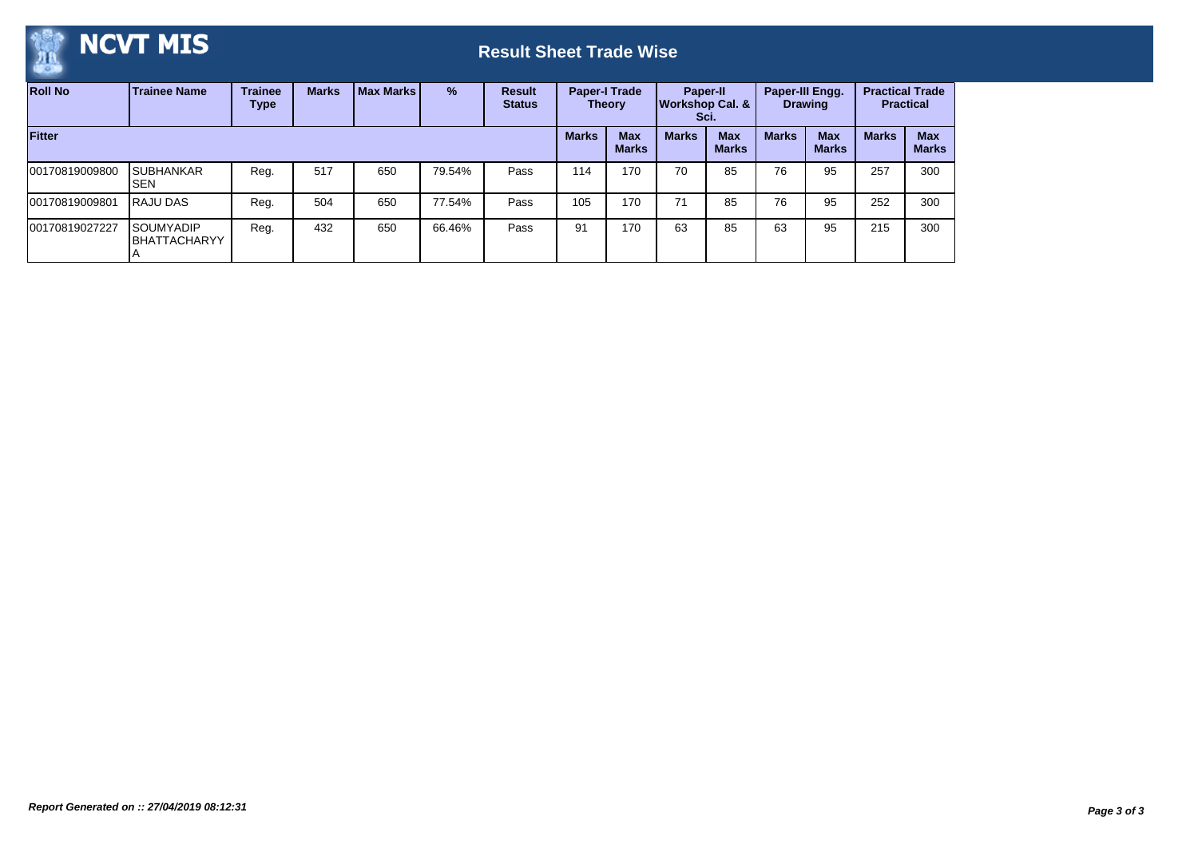# NCVT MIS

## Result Sheet Trade Wise

| Roll No | Trainee Name | Trainee Type | Marks | Max Marks | % | Result Status | Paper-I Trade Theory | | Paper-II Workshop Cal. & Sci. | | Paper-III Engg. Drawing | | Practical Trade Practical | |
|---|---|---|---|---|---|---|---|---|---|---|---|---|---|---|
| Fitter | | | | | | | Marks | Max Marks | Marks | Max Marks | Marks | Max Marks | Marks | Max Marks |
| 00170819009800 | SUBHANKAR SEN | Reg. | 517 | 650 | 79.54% | Pass | 114 | 170 | 70 | 85 | 76 | 95 | 257 | 300 |
| 00170819009801 | RAJU DAS | Reg. | 504 | 650 | 77.54% | Pass | 105 | 170 | 71 | 85 | 76 | 95 | 252 | 300 |
| 00170819027227 | SOUMYADIP BHATTACHARYYA | Reg. | 432 | 650 | 66.46% | Pass | 91 | 170 | 63 | 85 | 63 | 95 | 215 | 300 |

*Report Generated on :: 27/04/2019 08:12:31*